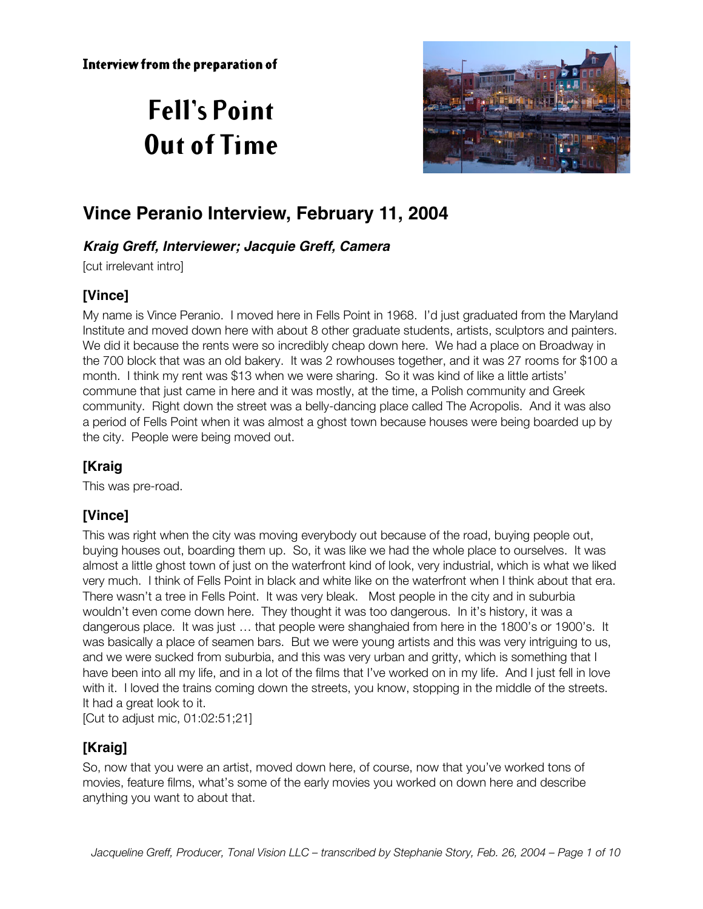**Interview from the preparation of**

# Fell's Point Out of Time

## Vince Peranio Interview, February 11, 2004

### *Kraig Greff, Interviewer; Jacquie Greff, Camera*

[cut irrelevant intro]

### [Vince]

My name is Vince Peranio. I moved here in Fells Point in 1968. I'd just graduated from the Maryland Institute and moved down here with about 8 other graduate students, artists, sculptors and painters. We did it because the rents were so incredibly cheap down here. We had a place on Broadway in the 700 block that was an old bakery. It was 2 rowhouses together, and it was 27 rooms for $100 a month. I think my rent was $13 when we were sharing. So it was kind of like a little artists' commune that just came in here and it was mostly, at the time, a Polish community and Greek community. Right down the street was a belly-dancing place called The Acropolis. And it was also a period of Fells Point when it was almost a ghost town because houses were being boarded up by the city. People were being moved out.

### [Kraig

This was pre-road.

### [Vince]

This was right when the city was moving everybody out because of the road, buying people out, buying houses out, boarding them up. So, it was like we had the whole place to ourselves. It was almost a little ghost town of just on the waterfront kind of look, very industrial, which is what we liked very much. I think of Fells Point in black and white like on the waterfront when I think about that era. There wasn't a tree in Fells Point. It was very bleak. Most people in the city and in suburbia wouldn't even come down here. They thought it was too dangerous. In it's history, it was a dangerous place. It was just … that people were shanghaied from here in the 1800's or 1900's. It was basically a place of seamen bars. But we were young artists and this was very intriguing to us, and we were sucked from suburbia, and this was very urban and gritty, which is something that I have been into all my life, and in a lot of the films that I've worked on in my life. And I just fell in love with it. I loved the trains coming down the streets, you know, stopping in the middle of the streets. It had a great look to it.
[Cut to adjust mic, 01:02:51;21]

### [Kraig]

So, now that you were an artist, moved down here, of course, now that you've worked tons of movies, feature films, what's some of the early movies you worked on down here and describe anything you want to about that.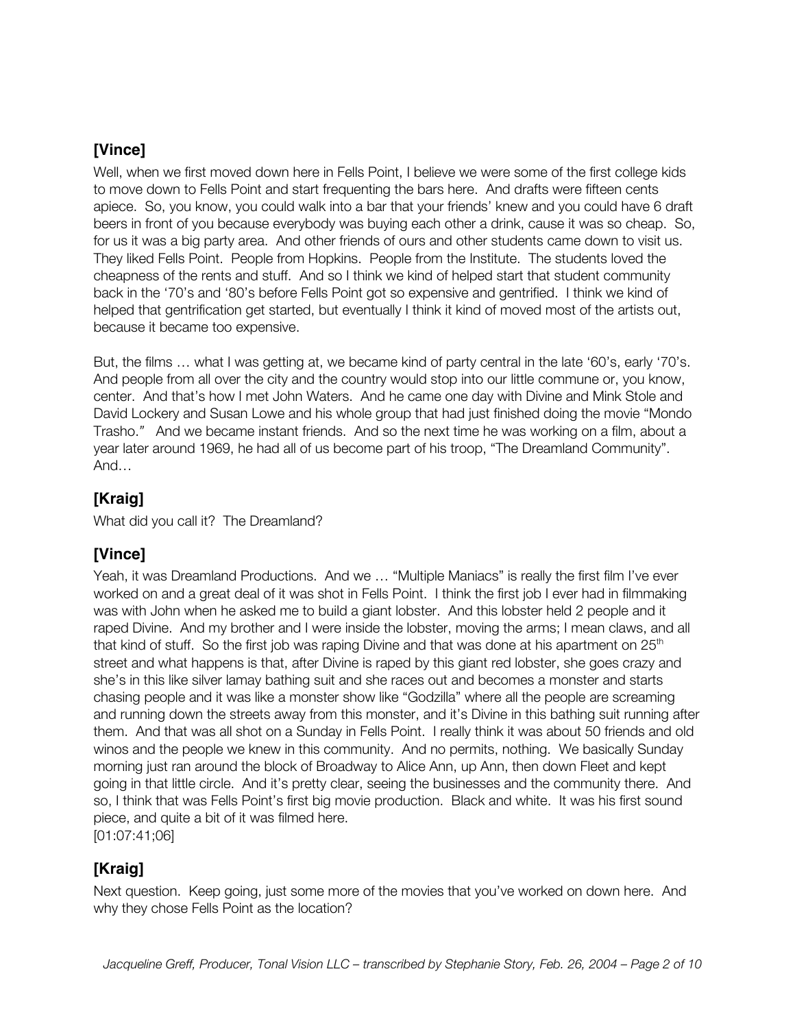## [Vince]

Well, when we first moved down here in Fells Point, I believe we were some of the first college kids to move down to Fells Point and start frequenting the bars here. And drafts were fifteen cents apiece. So, you know, you could walk into a bar that your friends' knew and you could have 6 draft beers in front of you because everybody was buying each other a drink, cause it was so cheap. So, for us it was a big party area. And other friends of ours and other students came down to visit us. They liked Fells Point. People from Hopkins. People from the Institute. The students loved the cheapness of the rents and stuff. And so I think we kind of helped start that student community back in the '70's and '80's before Fells Point got so expensive and gentrified. I think we kind of helped that gentrification get started, but eventually I think it kind of moved most of the artists out, because it became too expensive.

But, the films … what I was getting at, we became kind of party central in the late '60's, early '70's. And people from all over the city and the country would stop into our little commune or, you know, center. And that's how I met John Waters. And he came one day with Divine and Mink Stole and David Lockery and Susan Lowe and his whole group that had just finished doing the movie "Mondo Trasho." And we became instant friends. And so the next time he was working on a film, about a year later around 1969, he had all of us become part of his troop, "The Dreamland Community". And…

## [Kraig]

What did you call it? The Dreamland?

## [Vince]

Yeah, it was Dreamland Productions. And we … "Multiple Maniacs" is really the first film I've ever worked on and a great deal of it was shot in Fells Point. I think the first job I ever had in filmmaking was with John when he asked me to build a giant lobster. And this lobster held 2 people and it raped Divine. And my brother and I were inside the lobster, moving the arms; I mean claws, and all that kind of stuff. So the first job was raping Divine and that was done at his apartment on 25th street and what happens is that, after Divine is raped by this giant red lobster, she goes crazy and she's in this like silver lamay bathing suit and she races out and becomes a monster and starts chasing people and it was like a monster show like "Godzilla" where all the people are screaming and running down the streets away from this monster, and it's Divine in this bathing suit running after them. And that was all shot on a Sunday in Fells Point. I really think it was about 50 friends and old winos and the people we knew in this community. And no permits, nothing. We basically Sunday morning just ran around the block of Broadway to Alice Ann, up Ann, then down Fleet and kept going in that little circle. And it's pretty clear, seeing the businesses and the community there. And so, I think that was Fells Point's first big movie production. Black and white. It was his first sound piece, and quite a bit of it was filmed here.
[01:07:41;06]

## [Kraig]

Next question. Keep going, just some more of the movies that you've worked on down here. And why they chose Fells Point as the location?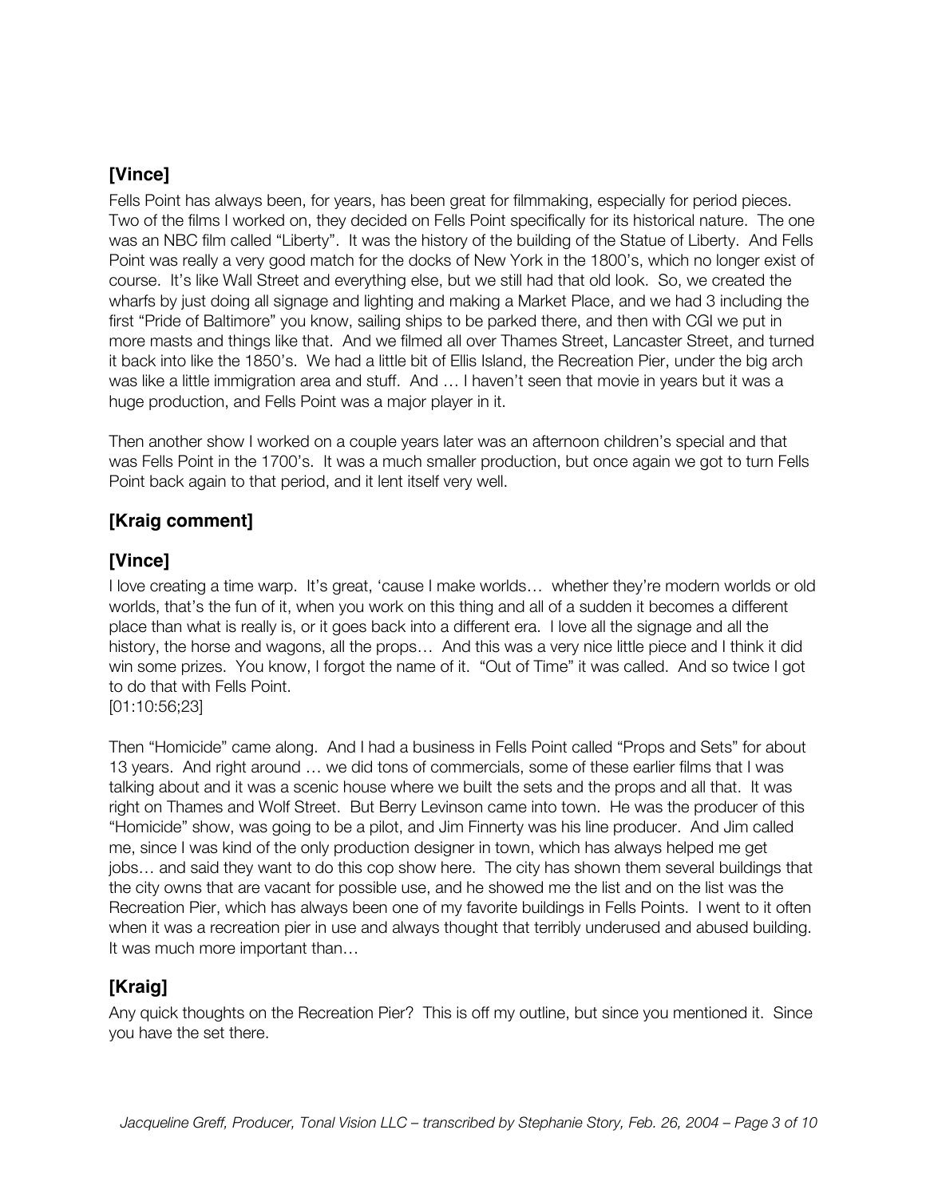### [Vince]

Fells Point has always been, for years, has been great for filmmaking, especially for period pieces. Two of the films I worked on, they decided on Fells Point specifically for its historical nature. The one was an NBC film called "Liberty". It was the history of the building of the Statue of Liberty. And Fells Point was really a very good match for the docks of New York in the 1800's, which no longer exist of course. It's like Wall Street and everything else, but we still had that old look. So, we created the wharfs by just doing all signage and lighting and making a Market Place, and we had 3 including the first "Pride of Baltimore" you know, sailing ships to be parked there, and then with CGI we put in more masts and things like that. And we filmed all over Thames Street, Lancaster Street, and turned it back into like the 1850's. We had a little bit of Ellis Island, the Recreation Pier, under the big arch was like a little immigration area and stuff. And … I haven't seen that movie in years but it was a huge production, and Fells Point was a major player in it.

Then another show I worked on a couple years later was an afternoon children's special and that was Fells Point in the 1700's. It was a much smaller production, but once again we got to turn Fells Point back again to that period, and it lent itself very well.

### [Kraig comment]

### [Vince]

I love creating a time warp. It's great, 'cause I make worlds… whether they're modern worlds or old worlds, that's the fun of it, when you work on this thing and all of a sudden it becomes a different place than what is really is, or it goes back into a different era. I love all the signage and all the history, the horse and wagons, all the props… And this was a very nice little piece and I think it did win some prizes. You know, I forgot the name of it. "Out of Time" it was called. And so twice I got to do that with Fells Point.
[01:10:56;23]

Then "Homicide" came along. And I had a business in Fells Point called "Props and Sets" for about 13 years. And right around … we did tons of commercials, some of these earlier films that I was talking about and it was a scenic house where we built the sets and the props and all that. It was right on Thames and Wolf Street. But Berry Levinson came into town. He was the producer of this "Homicide" show, was going to be a pilot, and Jim Finnerty was his line producer. And Jim called me, since I was kind of the only production designer in town, which has always helped me get jobs… and said they want to do this cop show here. The city has shown them several buildings that the city owns that are vacant for possible use, and he showed me the list and on the list was the Recreation Pier, which has always been one of my favorite buildings in Fells Points. I went to it often when it was a recreation pier in use and always thought that terribly underused and abused building. It was much more important than…

### [Kraig]

Any quick thoughts on the Recreation Pier? This is off my outline, but since you mentioned it. Since you have the set there.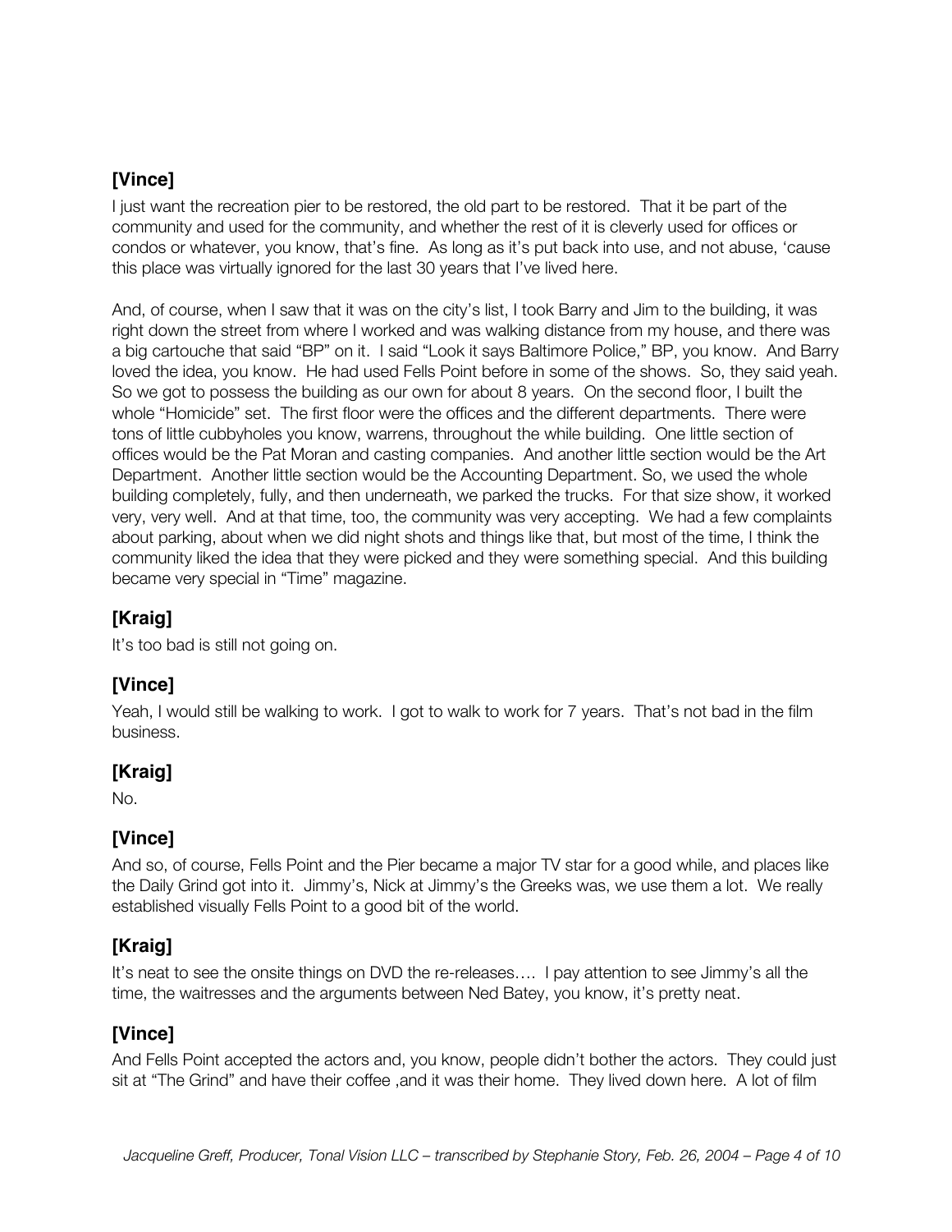**[Vince]**

I just want the recreation pier to be restored, the old part to be restored. That it be part of the community and used for the community, and whether the rest of it is cleverly used for offices or condos or whatever, you know, that's fine. As long as it's put back into use, and not abuse, 'cause this place was virtually ignored for the last 30 years that I've lived here.

And, of course, when I saw that it was on the city's list, I took Barry and Jim to the building, it was right down the street from where I worked and was walking distance from my house, and there was a big cartouche that said "BP" on it. I said "Look it says Baltimore Police," BP, you know. And Barry loved the idea, you know. He had used Fells Point before in some of the shows. So, they said yeah. So we got to possess the building as our own for about 8 years. On the second floor, I built the whole "Homicide" set. The first floor were the offices and the different departments. There were tons of little cubbyholes you know, warrens, throughout the while building. One little section of offices would be the Pat Moran and casting companies. And another little section would be the Art Department. Another little section would be the Accounting Department. So, we used the whole building completely, fully, and then underneath, we parked the trucks. For that size show, it worked very, very well. And at that time, too, the community was very accepting. We had a few complaints about parking, about when we did night shots and things like that, but most of the time, I think the community liked the idea that they were picked and they were something special. And this building became very special in "Time" magazine.

**[Kraig]**

It's too bad is still not going on.

**[Vince]**

Yeah, I would still be walking to work. I got to walk to work for 7 years. That's not bad in the film business.

**[Kraig]**

No.

**[Vince]**

And so, of course, Fells Point and the Pier became a major TV star for a good while, and places like the Daily Grind got into it. Jimmy's, Nick at Jimmy's the Greeks was, we use them a lot. We really established visually Fells Point to a good bit of the world.

**[Kraig]**

It's neat to see the onsite things on DVD the re-releases…. I pay attention to see Jimmy's all the time, the waitresses and the arguments between Ned Batey, you know, it's pretty neat.

**[Vince]**

And Fells Point accepted the actors and, you know, people didn't bother the actors. They could just sit at "The Grind" and have their coffee ,and it was their home. They lived down here. A lot of film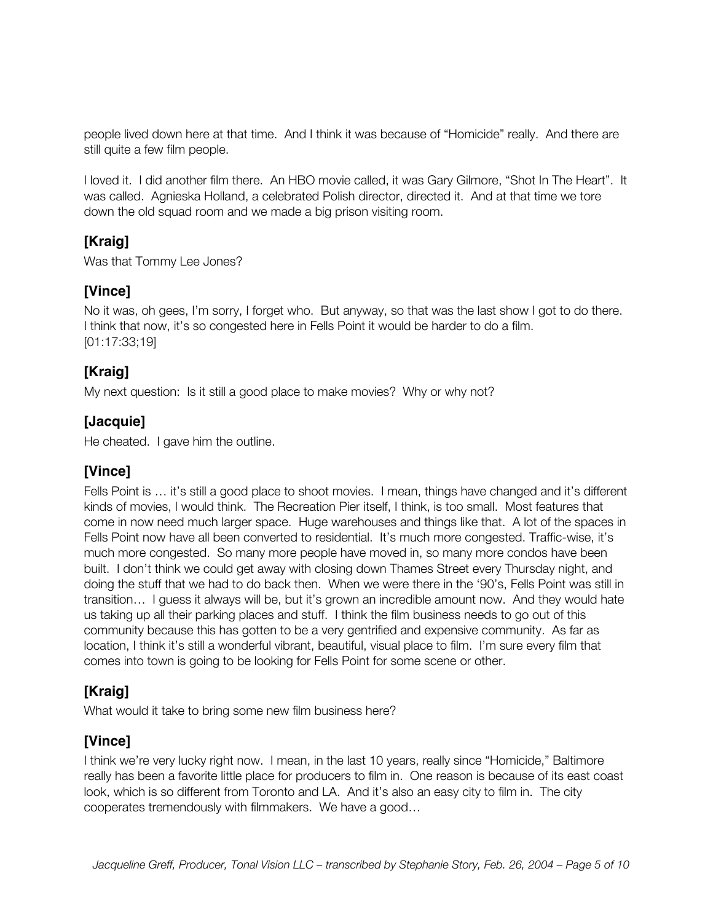people lived down here at that time. And I think it was because of "Homicide" really. And there are still quite a few film people.

I loved it. I did another film there. An HBO movie called, it was Gary Gilmore, "Shot In The Heart". It was called. Agnieska Holland, a celebrated Polish director, directed it. And at that time we tore down the old squad room and we made a big prison visiting room.

### [Kraig]

Was that Tommy Lee Jones?

### [Vince]

No it was, oh gees, I'm sorry, I forget who. But anyway, so that was the last show I got to do there. I think that now, it's so congested here in Fells Point it would be harder to do a film.
[01:17:33;19]

### [Kraig]

My next question: Is it still a good place to make movies? Why or why not?

### [Jacquie]

He cheated. I gave him the outline.

### [Vince]

Fells Point is … it's still a good place to shoot movies. I mean, things have changed and it's different kinds of movies, I would think. The Recreation Pier itself, I think, is too small. Most features that come in now need much larger space. Huge warehouses and things like that. A lot of the spaces in Fells Point now have all been converted to residential. It's much more congested. Traffic-wise, it's much more congested. So many more people have moved in, so many more condos have been built. I don't think we could get away with closing down Thames Street every Thursday night, and doing the stuff that we had to do back then. When we were there in the '90's, Fells Point was still in transition… I guess it always will be, but it's grown an incredible amount now. And they would hate us taking up all their parking places and stuff. I think the film business needs to go out of this community because this has gotten to be a very gentrified and expensive community. As far as location, I think it's still a wonderful vibrant, beautiful, visual place to film. I'm sure every film that comes into town is going to be looking for Fells Point for some scene or other.

### [Kraig]

What would it take to bring some new film business here?

### [Vince]

I think we're very lucky right now. I mean, in the last 10 years, really since "Homicide," Baltimore really has been a favorite little place for producers to film in. One reason is because of its east coast look, which is so different from Toronto and LA. And it's also an easy city to film in. The city cooperates tremendously with filmmakers. We have a good…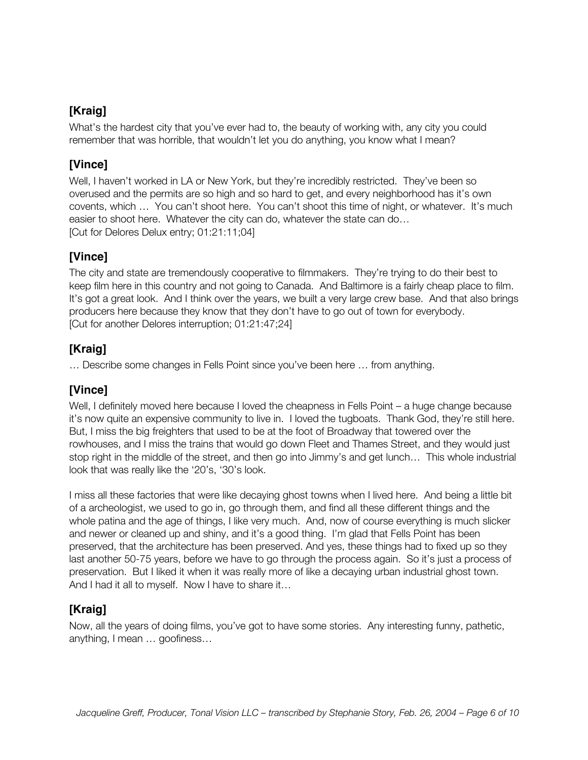## [Kraig]

What's the hardest city that you've ever had to, the beauty of working with, any city you could remember that was horrible, that wouldn't let you do anything, you know what I mean?

## [Vince]

Well, I haven't worked in LA or New York, but they're incredibly restricted. They've been so overused and the permits are so high and so hard to get, and every neighborhood has it's own covents, which … You can't shoot here. You can't shoot this time of night, or whatever. It's much easier to shoot here. Whatever the city can do, whatever the state can do…
[Cut for Delores Delux entry; 01:21:11;04]

## [Vince]

The city and state are tremendously cooperative to filmmakers. They're trying to do their best to keep film here in this country and not going to Canada. And Baltimore is a fairly cheap place to film. It's got a great look. And I think over the years, we built a very large crew base. And that also brings producers here because they know that they don't have to go out of town for everybody.
[Cut for another Delores interruption; 01:21:47;24]

## [Kraig]

… Describe some changes in Fells Point since you've been here … from anything.

## [Vince]

Well, I definitely moved here because I loved the cheapness in Fells Point – a huge change because it's now quite an expensive community to live in. I loved the tugboats. Thank God, they're still here. But, I miss the big freighters that used to be at the foot of Broadway that towered over the rowhouses, and I miss the trains that would go down Fleet and Thames Street, and they would just stop right in the middle of the street, and then go into Jimmy's and get lunch… This whole industrial look that was really like the '20's, '30's look.

I miss all these factories that were like decaying ghost towns when I lived here. And being a little bit of a archeologist, we used to go in, go through them, and find all these different things and the whole patina and the age of things, I like very much. And, now of course everything is much slicker and newer or cleaned up and shiny, and it's a good thing. I'm glad that Fells Point has been preserved, that the architecture has been preserved. And yes, these things had to fixed up so they last another 50-75 years, before we have to go through the process again. So it's just a process of preservation. But I liked it when it was really more of like a decaying urban industrial ghost town. And I had it all to myself. Now I have to share it…

## [Kraig]

Now, all the years of doing films, you've got to have some stories. Any interesting funny, pathetic, anything, I mean … goofiness…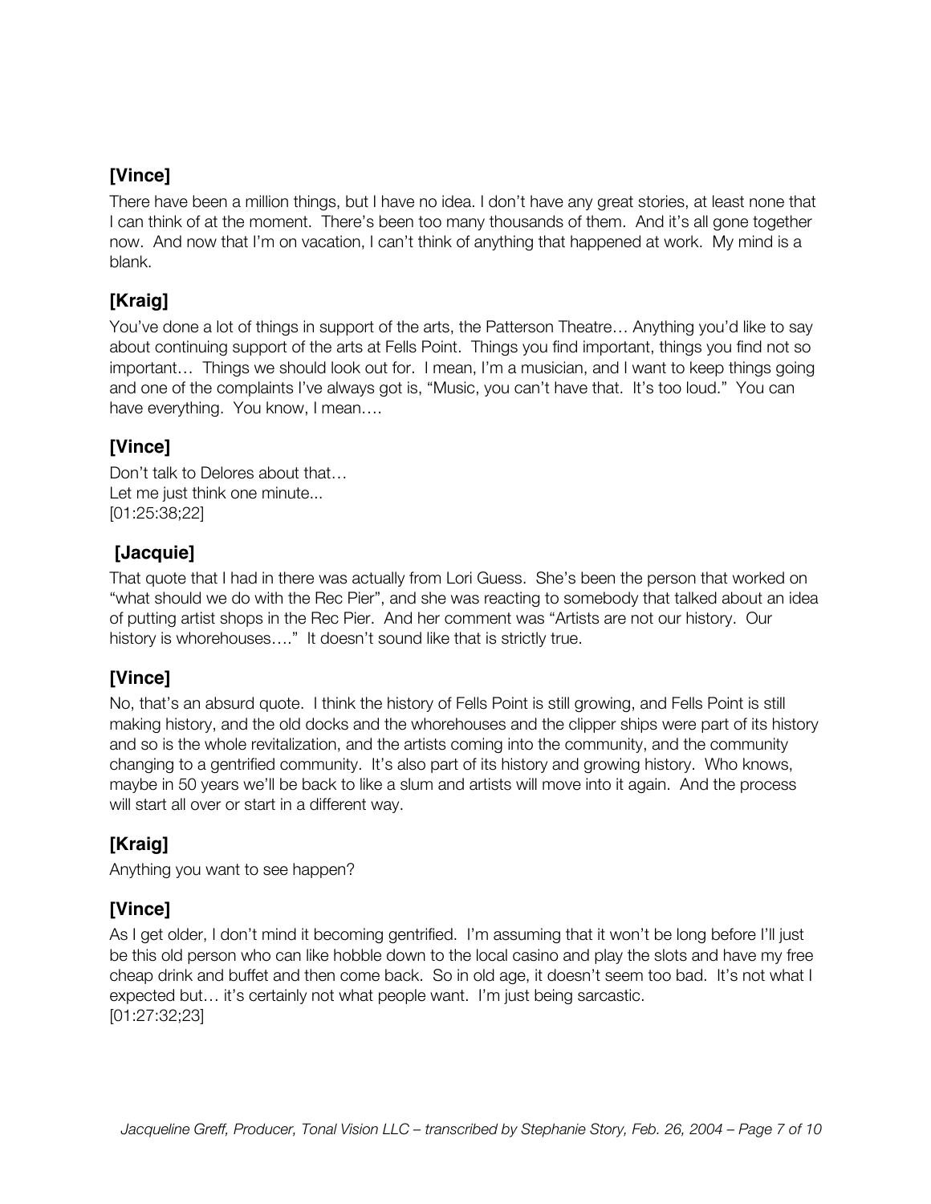### [Vince]

There have been a million things, but I have no idea. I don't have any great stories, at least none that I can think of at the moment. There's been too many thousands of them. And it's all gone together now. And now that I'm on vacation, I can't think of anything that happened at work. My mind is a blank.

### [Kraig]

You've done a lot of things in support of the arts, the Patterson Theatre… Anything you'd like to say about continuing support of the arts at Fells Point. Things you find important, things you find not so important… Things we should look out for. I mean, I'm a musician, and I want to keep things going and one of the complaints I've always got is, "Music, you can't have that. It's too loud." You can have everything. You know, I mean….

### [Vince]

Don't talk to Delores about that…
Let me just think one minute...
[01:25:38;22]

### [Jacquie]

That quote that I had in there was actually from Lori Guess. She's been the person that worked on "what should we do with the Rec Pier", and she was reacting to somebody that talked about an idea of putting artist shops in the Rec Pier. And her comment was "Artists are not our history. Our history is whorehouses…." It doesn't sound like that is strictly true.

### [Vince]

No, that's an absurd quote. I think the history of Fells Point is still growing, and Fells Point is still making history, and the old docks and the whorehouses and the clipper ships were part of its history and so is the whole revitalization, and the artists coming into the community, and the community changing to a gentrified community. It's also part of its history and growing history. Who knows, maybe in 50 years we'll be back to like a slum and artists will move into it again. And the process will start all over or start in a different way.

### [Kraig]

Anything you want to see happen?

### [Vince]

As I get older, I don't mind it becoming gentrified. I'm assuming that it won't be long before I'll just be this old person who can like hobble down to the local casino and play the slots and have my free cheap drink and buffet and then come back. So in old age, it doesn't seem too bad. It's not what I expected but… it's certainly not what people want. I'm just being sarcastic.
[01:27:32;23]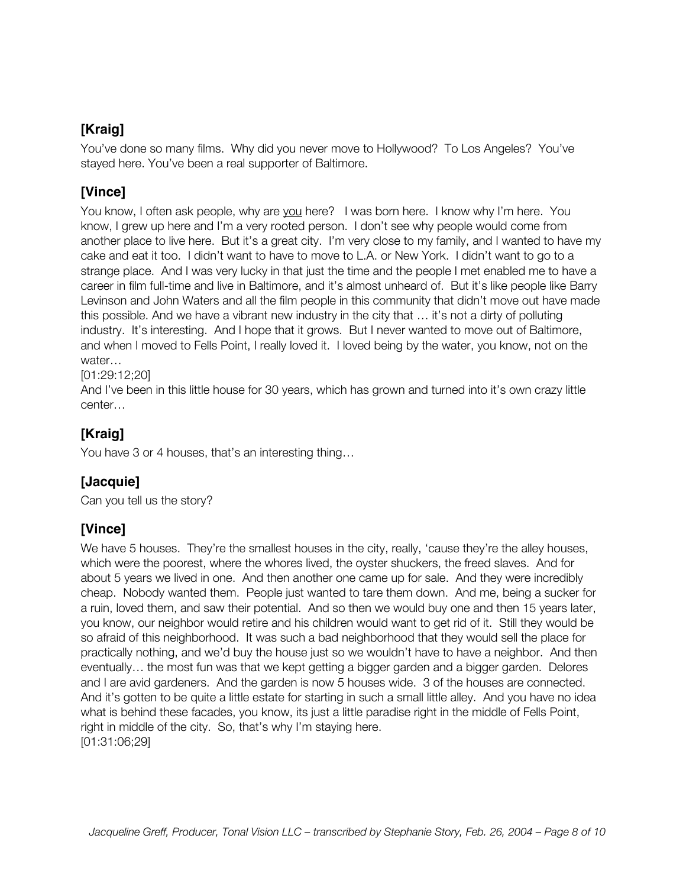## [Kraig]

You've done so many films. Why did you never move to Hollywood? To Los Angeles? You've stayed here. You've been a real supporter of Baltimore.

## [Vince]

You know, I often ask people, why are you here? I was born here. I know why I'm here. You know, I grew up here and I'm a very rooted person. I don't see why people would come from another place to live here. But it's a great city. I'm very close to my family, and I wanted to have my cake and eat it too. I didn't want to have to move to L.A. or New York. I didn't want to go to a strange place. And I was very lucky in that just the time and the people I met enabled me to have a career in film full-time and live in Baltimore, and it's almost unheard of. But it's like people like Barry Levinson and John Waters and all the film people in this community that didn't move out have made this possible. And we have a vibrant new industry in the city that … it's not a dirty of polluting industry. It's interesting. And I hope that it grows. But I never wanted to move out of Baltimore, and when I moved to Fells Point, I really loved it. I loved being by the water, you know, not on the water…

[01:29:12;20]

And I've been in this little house for 30 years, which has grown and turned into it's own crazy little center…

## [Kraig]

You have 3 or 4 houses, that's an interesting thing…

## [Jacquie]

Can you tell us the story?

## [Vince]

We have 5 houses. They're the smallest houses in the city, really, 'cause they're the alley houses, which were the poorest, where the whores lived, the oyster shuckers, the freed slaves. And for about 5 years we lived in one. And then another one came up for sale. And they were incredibly cheap. Nobody wanted them. People just wanted to tare them down. And me, being a sucker for a ruin, loved them, and saw their potential. And so then we would buy one and then 15 years later, you know, our neighbor would retire and his children would want to get rid of it. Still they would be so afraid of this neighborhood. It was such a bad neighborhood that they would sell the place for practically nothing, and we'd buy the house just so we wouldn't have to have a neighbor. And then eventually… the most fun was that we kept getting a bigger garden and a bigger garden. Delores and I are avid gardeners. And the garden is now 5 houses wide. 3 of the houses are connected. And it's gotten to be quite a little estate for starting in such a small little alley. And you have no idea what is behind these facades, you know, its just a little paradise right in the middle of Fells Point, right in middle of the city. So, that's why I'm staying here.

[01:31:06;29]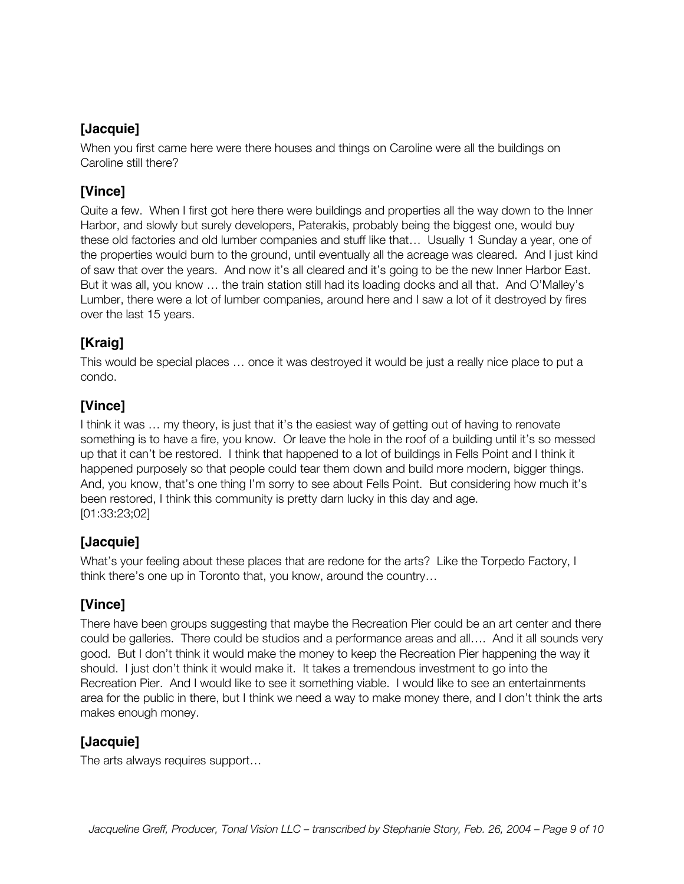### [Jacquie]

When you first came here were there houses and things on Caroline were all the buildings on Caroline still there?

### [Vince]

Quite a few. When I first got here there were buildings and properties all the way down to the Inner Harbor, and slowly but surely developers, Paterakis, probably being the biggest one, would buy these old factories and old lumber companies and stuff like that… Usually 1 Sunday a year, one of the properties would burn to the ground, until eventually all the acreage was cleared. And I just kind of saw that over the years. And now it's all cleared and it's going to be the new Inner Harbor East. But it was all, you know … the train station still had its loading docks and all that. And O'Malley's Lumber, there were a lot of lumber companies, around here and I saw a lot of it destroyed by fires over the last 15 years.

### [Kraig]

This would be special places … once it was destroyed it would be just a really nice place to put a condo.

### [Vince]

I think it was … my theory, is just that it's the easiest way of getting out of having to renovate something is to have a fire, you know. Or leave the hole in the roof of a building until it's so messed up that it can't be restored. I think that happened to a lot of buildings in Fells Point and I think it happened purposely so that people could tear them down and build more modern, bigger things. And, you know, that's one thing I'm sorry to see about Fells Point. But considering how much it's been restored, I think this community is pretty darn lucky in this day and age.
[01:33:23;02]

### [Jacquie]

What's your feeling about these places that are redone for the arts? Like the Torpedo Factory, I think there's one up in Toronto that, you know, around the country…

### [Vince]

There have been groups suggesting that maybe the Recreation Pier could be an art center and there could be galleries. There could be studios and a performance areas and all…. And it all sounds very good. But I don't think it would make the money to keep the Recreation Pier happening the way it should. I just don't think it would make it. It takes a tremendous investment to go into the Recreation Pier. And I would like to see it something viable. I would like to see an entertainments area for the public in there, but I think we need a way to make money there, and I don't think the arts makes enough money.

### [Jacquie]

The arts always requires support…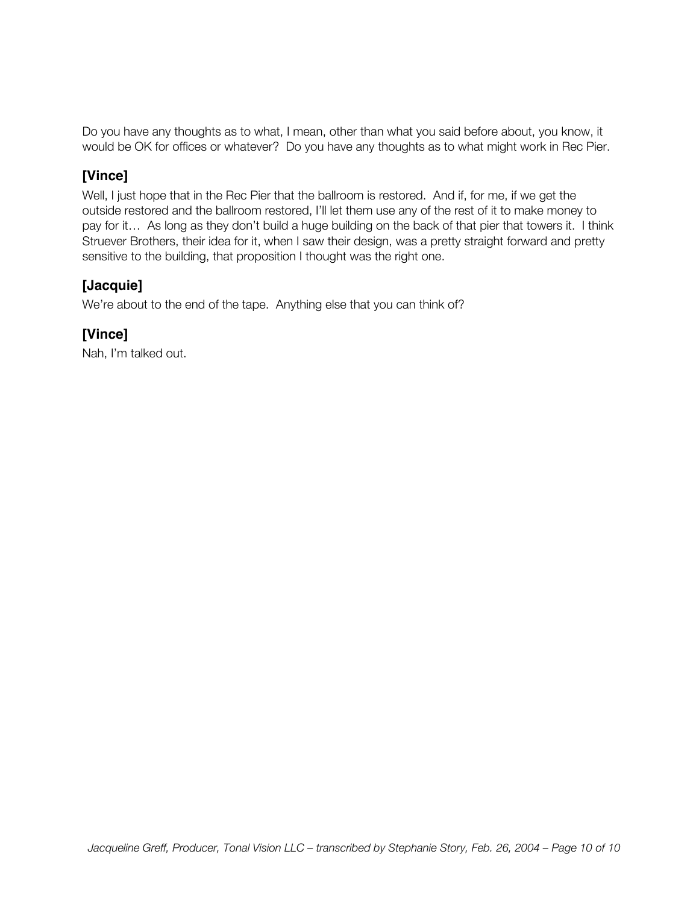Do you have any thoughts as to what, I mean, other than what you said before about, you know, it would be OK for offices or whatever? Do you have any thoughts as to what might work in Rec Pier.

### [Vince]

Well, I just hope that in the Rec Pier that the ballroom is restored. And if, for me, if we get the outside restored and the ballroom restored, I'll let them use any of the rest of it to make money to pay for it… As long as they don't build a huge building on the back of that pier that towers it. I think Struever Brothers, their idea for it, when I saw their design, was a pretty straight forward and pretty sensitive to the building, that proposition I thought was the right one.

### [Jacquie]

We're about to the end of the tape. Anything else that you can think of?

### [Vince]

Nah, I'm talked out.